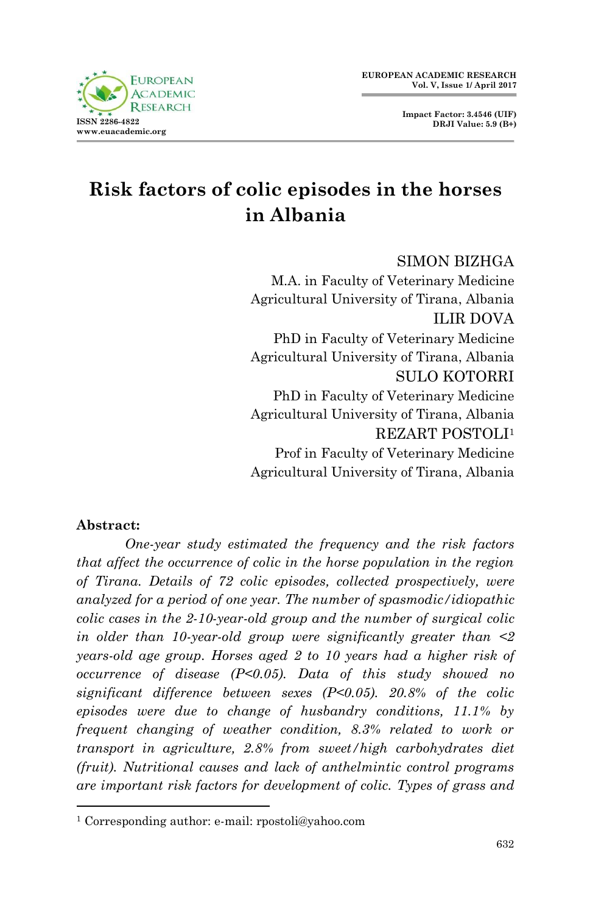# Risk factors of colic episodes in the horses in Albania

SIMON BIZHGA
M.A. in Faculty of Veterinary Medicine
Agricultural University of Tirana, Albania

ILIR DOVA
PhD in Faculty of Veterinary Medicine
Agricultural University of Tirana, Albania

SULO KOTORRI
PhD in Faculty of Veterinary Medicine
Agricultural University of Tirana, Albania

REZART POSTOLI[1]
Prof in Faculty of Veterinary Medicine
Agricultural University of Tirana, Albania

**Abstract:**

*One-year study estimated the frequency and the risk factors that affect the occurrence of colic in the horse population in the region of Tirana. Details of 72 colic episodes, collected prospectively, were analyzed for a period of one year. The number of spasmodic/idiopathic colic cases in the 2-10-year-old group and the number of surgical colic in older than 10-year-old group were significantly greater than <2 years-old age group. Horses aged 2 to 10 years had a higher risk of occurrence of disease (P<0.05). Data of this study showed no significant difference between sexes (P<0.05). 20.8% of the colic episodes were due to change of husbandry conditions, 11.1% by frequent changing of weather condition, 8.3% related to work or transport in agriculture, 2.8% from sweet/high carbohydrates diet (fruit). Nutritional causes and lack of anthelmintic control programs are important risk factors for development of colic. Types of grass and*

[1] Corresponding author: e-mail: rpostoli@yahoo.com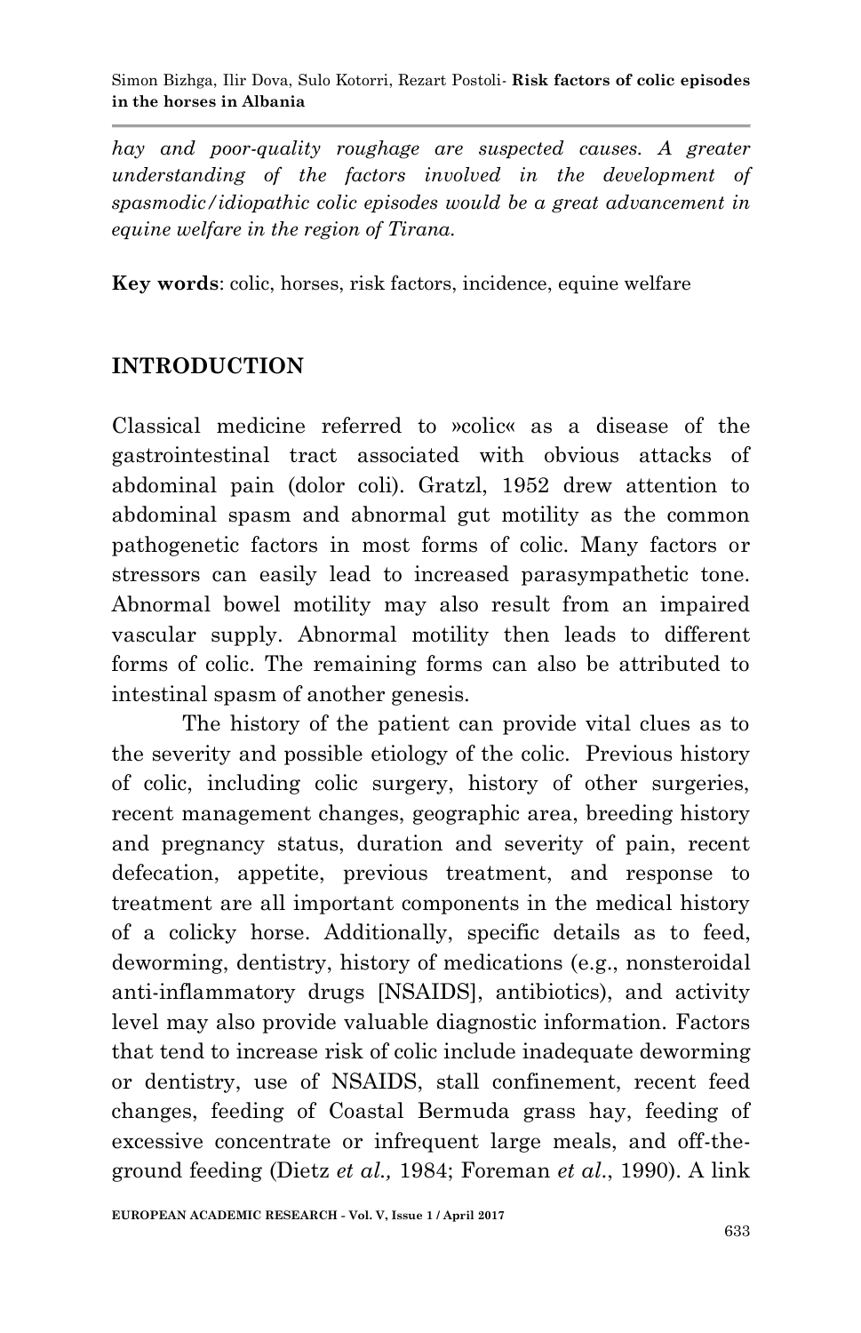*hay and poor-quality roughage are suspected causes. A greater understanding of the factors involved in the development of spasmodic/idiopathic colic episodes would be a great advancement in equine welfare in the region of Tirana.*

**Key words**: colic, horses, risk factors, incidence, equine welfare

## INTRODUCTION

Classical medicine referred to »colic« as a disease of the gastrointestinal tract associated with obvious attacks of abdominal pain (dolor coli). Gratzl, 1952 drew attention to abdominal spasm and abnormal gut motility as the common pathogenetic factors in most forms of colic. Many factors or stressors can easily lead to increased parasympathetic tone. Abnormal bowel motility may also result from an impaired vascular supply. Abnormal motility then leads to different forms of colic. The remaining forms can also be attributed to intestinal spasm of another genesis.

The history of the patient can provide vital clues as to the severity and possible etiology of the colic. Previous history of colic, including colic surgery, history of other surgeries, recent management changes, geographic area, breeding history and pregnancy status, duration and severity of pain, recent defecation, appetite, previous treatment, and response to treatment are all important components in the medical history of a colicky horse. Additionally, specific details as to feed, deworming, dentistry, history of medications (e.g., nonsteroidal anti-inflammatory drugs [NSAIDS], antibiotics), and activity level may also provide valuable diagnostic information. Factors that tend to increase risk of colic include inadequate deworming or dentistry, use of NSAIDS, stall confinement, recent feed changes, feeding of Coastal Bermuda grass hay, feeding of excessive concentrate or infrequent large meals, and off-the-ground feeding (Dietz *et al.,* 1984; Foreman *et al*., 1990). A link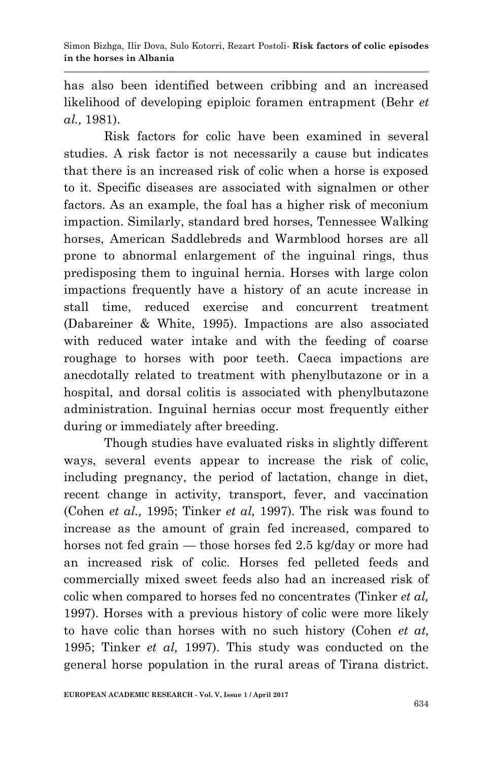has also been identified between cribbing and an increased likelihood of developing epiploic foramen entrapment (Behr *et al.,* 1981).

Risk factors for colic have been examined in several studies. A risk factor is not necessarily a cause but indicates that there is an increased risk of colic when a horse is exposed to it. Specific diseases are associated with signalmen or other factors. As an example, the foal has a higher risk of meconium impaction. Similarly, standard bred horses, Tennessee Walking horses, American Saddlebreds and Warmblood horses are all prone to abnormal enlargement of the inguinal rings, thus predisposing them to inguinal hernia. Horses with large colon impactions frequently have a history of an acute increase in stall time, reduced exercise and concurrent treatment (Dabareiner & White, 1995). Impactions are also associated with reduced water intake and with the feeding of coarse roughage to horses with poor teeth. Caeca impactions are anecdotally related to treatment with phenylbutazone or in a hospital, and dorsal colitis is associated with phenylbutazone administration. Inguinal hernias occur most frequently either during or immediately after breeding.

Though studies have evaluated risks in slightly different ways, several events appear to increase the risk of colic, including pregnancy, the period of lactation, change in diet, recent change in activity, transport, fever, and vaccination (Cohen *et al.,* 1995; Tinker *et al,* 1997). The risk was found to increase as the amount of grain fed increased, compared to horses not fed grain — those horses fed 2.5 kg/day or more had an increased risk of colic. Horses fed pelleted feeds and commercially mixed sweet feeds also had an increased risk of colic when compared to horses fed no concentrates (Tinker *et al,* 1997). Horses with a previous history of colic were more likely to have colic than horses with no such history (Cohen *et at,* 1995; Tinker *et al,* 1997). This study was conducted on the general horse population in the rural areas of Tirana district.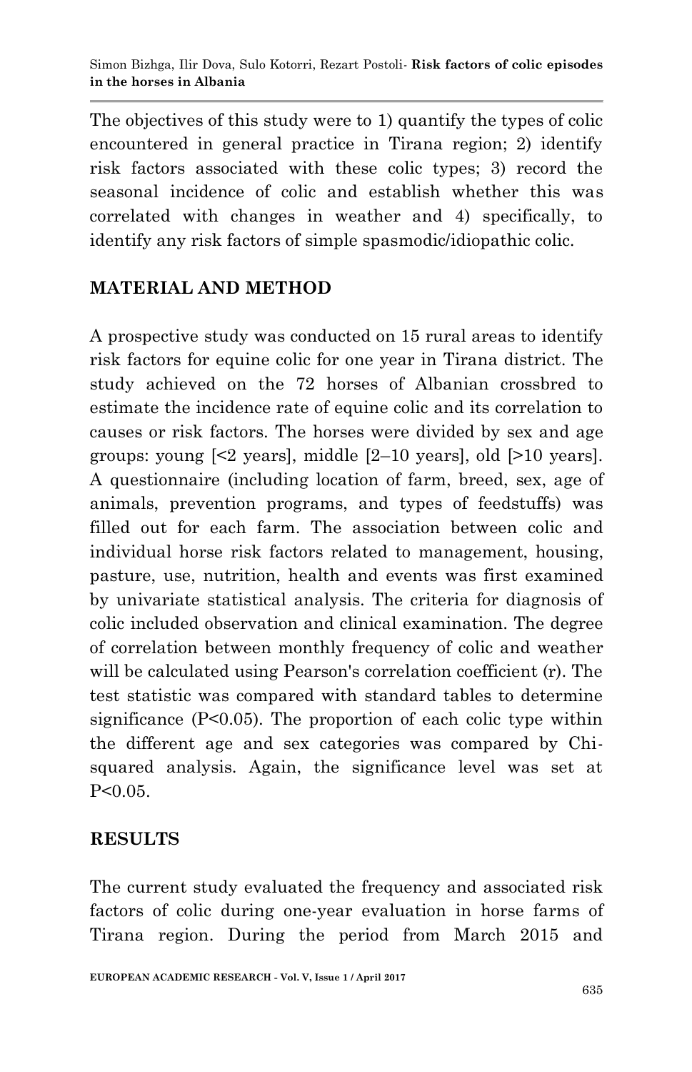The objectives of this study were to 1) quantify the types of colic encountered in general practice in Tirana region; 2) identify risk factors associated with these colic types; 3) record the seasonal incidence of colic and establish whether this was correlated with changes in weather and 4) specifically, to identify any risk factors of simple spasmodic/idiopathic colic.

## MATERIAL AND METHOD

A prospective study was conducted on 15 rural areas to identify risk factors for equine colic for one year in Tirana district. The study achieved on the 72 horses of Albanian crossbred to estimate the incidence rate of equine colic and its correlation to causes or risk factors. The horses were divided by sex and age groups: young [<2 years], middle [2–10 years], old [>10 years]. A questionnaire (including location of farm, breed, sex, age of animals, prevention programs, and types of feedstuffs) was filled out for each farm. The association between colic and individual horse risk factors related to management, housing, pasture, use, nutrition, health and events was first examined by univariate statistical analysis. The criteria for diagnosis of colic included observation and clinical examination. The degree of correlation between monthly frequency of colic and weather will be calculated using Pearson's correlation coefficient (r). The test statistic was compared with standard tables to determine significance ($P<0.05$). The proportion of each colic type within the different age and sex categories was compared by Chi-squared analysis. Again, the significance level was set at $P<0.05$.

## RESULTS

The current study evaluated the frequency and associated risk factors of colic during one-year evaluation in horse farms of Tirana region. During the period from March 2015 and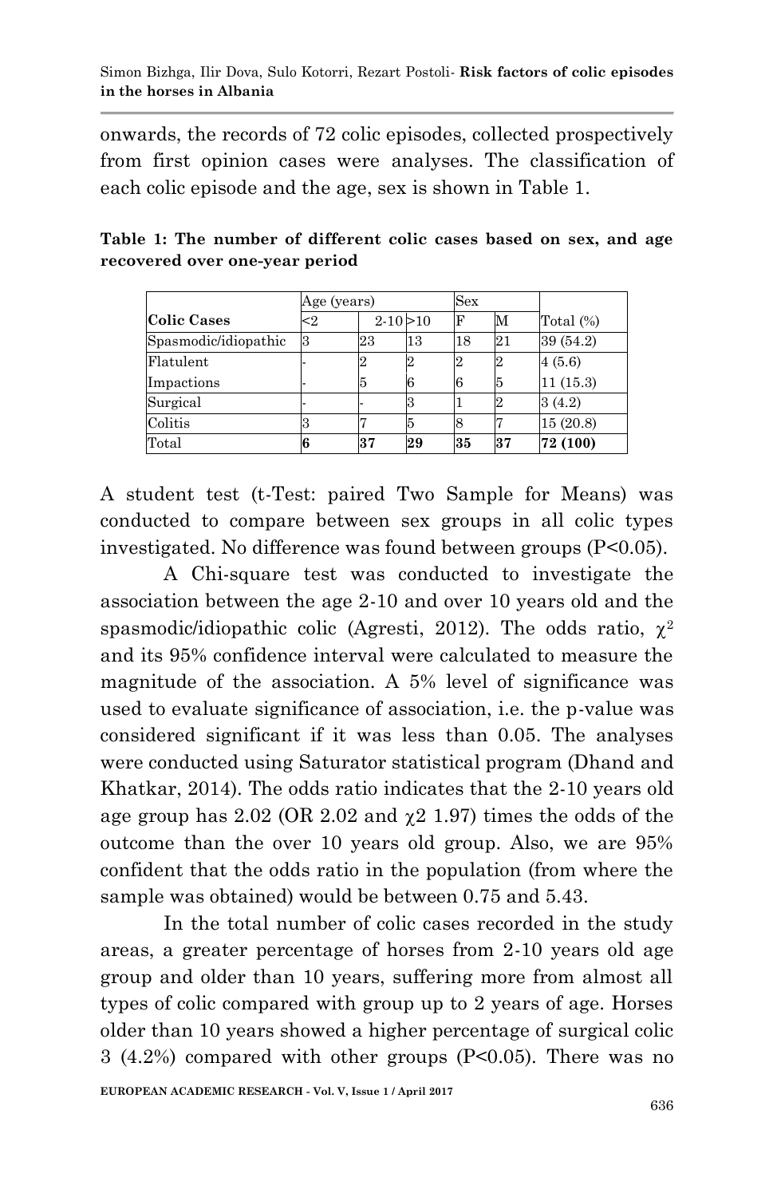onwards, the records of 72 colic episodes, collected prospectively from first opinion cases were analyses. The classification of each colic episode and the age, sex is shown in Table 1.

**Table 1: The number of different colic cases based on sex, and age recovered over one-year period**

| | Age (years) | | | Sex | | |
|---|---|---|---|---|---|---|
| **Colic Cases** | <2 | 2-10 | >10 | F | M | Total (%) |
| Spasmodic/idiopathic | 3 | 23 | 13 | 18 | 21 | 39 (54.2) |
| Flatulent | - | 2 | 2 | 2 | 2 | 4 (5.6) |
| Impactions | - | 5 | 6 | 6 | 5 | 11 (15.3) |
| Surgical | - | - | 3 | 1 | 2 | 3 (4.2) |
| Colitis | 3 | 7 | 5 | 8 | 7 | 15 (20.8) |
| Total | **6** | **37** | **29** | **35** | **37** | **72 (100)** |

A student test (t-Test: paired Two Sample for Means) was conducted to compare between sex groups in all colic types investigated. No difference was found between groups ($P<0.05$).

A Chi-square test was conducted to investigate the association between the age 2-10 and over 10 years old and the spasmodic/idiopathic colic (Agresti, 2012). The odds ratio, $\chi^2$ and its 95% confidence interval were calculated to measure the magnitude of the association. A 5% level of significance was used to evaluate significance of association, i.e. the p-value was considered significant if it was less than 0.05. The analyses were conducted using Saturator statistical program (Dhand and Khatkar, 2014). The odds ratio indicates that the 2-10 years old age group has 2.02 (OR 2.02 and $\chi2$ 1.97) times the odds of the outcome than the over 10 years old group. Also, we are 95% confident that the odds ratio in the population (from where the sample was obtained) would be between 0.75 and 5.43.

In the total number of colic cases recorded in the study areas, a greater percentage of horses from 2-10 years old age group and older than 10 years, suffering more from almost all types of colic compared with group up to 2 years of age. Horses older than 10 years showed a higher percentage of surgical colic 3 (4.2%) compared with other groups ($P<0.05$). There was no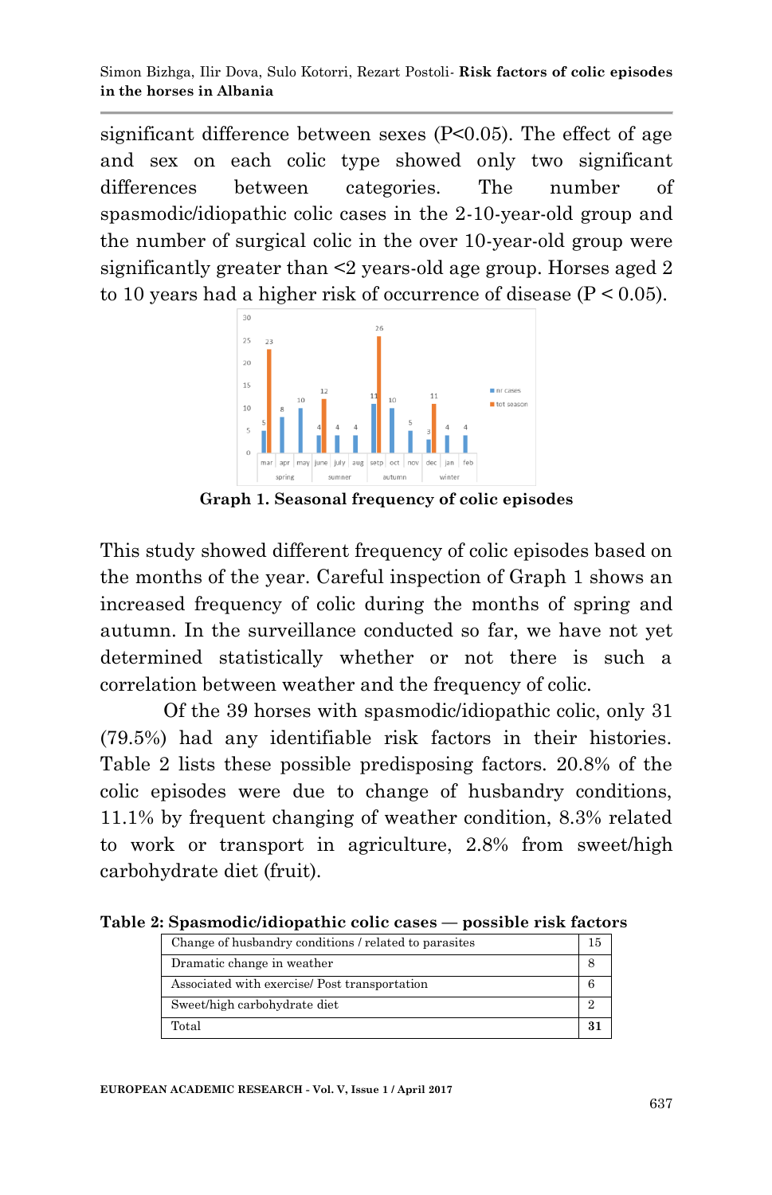significant difference between sexes ($P<0.05$). The effect of age and sex on each colic type showed only two significant differences between categories. The number of spasmodic/idiopathic colic cases in the 2-10-year-old group and the number of surgical colic in the over 10-year-old group were significantly greater than <2 years-old age group. Horses aged 2 to 10 years had a higher risk of occurrence of disease ($P < 0.05$).

**Graph 1. Seasonal frequency of colic episodes**

This study showed different frequency of colic episodes based on the months of the year. Careful inspection of Graph 1 shows an increased frequency of colic during the months of spring and autumn. In the surveillance conducted so far, we have not yet determined statistically whether or not there is such a correlation between weather and the frequency of colic.

Of the 39 horses with spasmodic/idiopathic colic, only 31 (79.5%) had any identifiable risk factors in their histories. Table 2 lists these possible predisposing factors. 20.8% of the colic episodes were due to change of husbandry conditions, 11.1% by frequent changing of weather condition, 8.3% related to work or transport in agriculture, 2.8% from sweet/high carbohydrate diet (fruit).

**Table 2: Spasmodic/idiopathic colic cases — possible risk factors**

| Risk factor | Cases |
|---|---|
| Change of husbandry conditions / related to parasites | 15 |
| Dramatic change in weather | 8 |
| Associated with exercise/ Post transportation | 6 |
| Sweet/high carbohydrate diet | 2 |
| Total | **31** |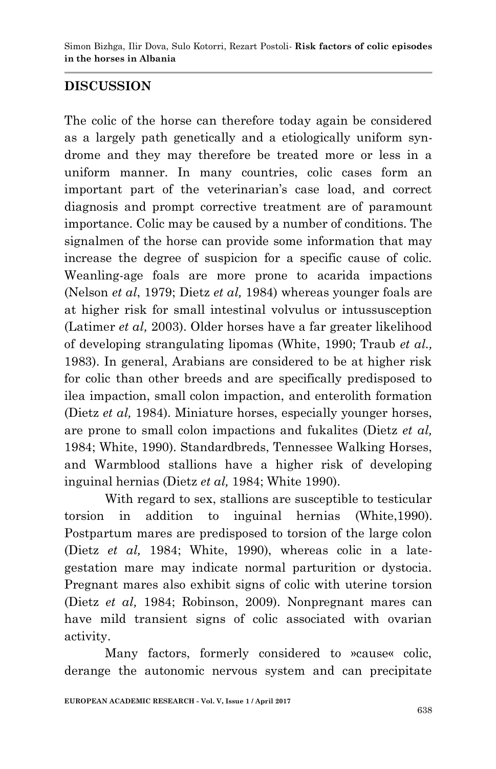## DISCUSSION

The colic of the horse can therefore today again be considered as a largely path genetically and a etiologically uniform syndrome and they may therefore be treated more or less in a uniform manner. In many countries, colic cases form an important part of the veterinarian's case load, and correct diagnosis and prompt corrective treatment are of paramount importance. Colic may be caused by a number of conditions. The signalmen of the horse can provide some information that may increase the degree of suspicion for a specific cause of colic. Weanling-age foals are more prone to acarida impactions (Nelson *et al*, 1979; Dietz *et al,* 1984) whereas younger foals are at higher risk for small intestinal volvulus or intussusception (Latimer *et al,* 2003). Older horses have a far greater likelihood of developing strangulating lipomas (White, 1990; Traub *et al.,* 1983). In general, Arabians are considered to be at higher risk for colic than other breeds and are specifically predisposed to ilea impaction, small colon impaction, and enterolith formation (Dietz *et al,* 1984). Miniature horses, especially younger horses, are prone to small colon impactions and fukalites (Dietz *et al,* 1984; White, 1990). Standardbreds, Tennessee Walking Horses, and Warmblood stallions have a higher risk of developing inguinal hernias (Dietz *et al,* 1984; White 1990).

With regard to sex, stallions are susceptible to testicular torsion in addition to inguinal hernias (White,1990). Postpartum mares are predisposed to torsion of the large colon (Dietz *et al,* 1984; White, 1990), whereas colic in a late-gestation mare may indicate normal parturition or dystocia. Pregnant mares also exhibit signs of colic with uterine torsion (Dietz *et al,* 1984; Robinson, 2009). Nonpregnant mares can have mild transient signs of colic associated with ovarian activity.

Many factors, formerly considered to »cause« colic, derange the autonomic nervous system and can precipitate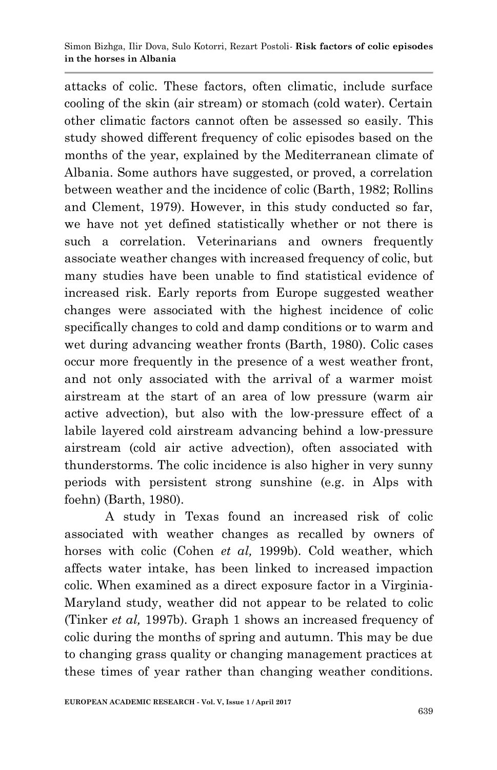attacks of colic. These factors, often climatic, include surface cooling of the skin (air stream) or stomach (cold water). Certain other climatic factors cannot often be assessed so easily. This study showed different frequency of colic episodes based on the months of the year, explained by the Mediterranean climate of Albania. Some authors have suggested, or proved, a correlation between weather and the incidence of colic (Barth, 1982; Rollins and Clement, 1979). However, in this study conducted so far, we have not yet defined statistically whether or not there is such a correlation. Veterinarians and owners frequently associate weather changes with increased frequency of colic, but many studies have been unable to find statistical evidence of increased risk. Early reports from Europe suggested weather changes were associated with the highest incidence of colic specifically changes to cold and damp conditions or to warm and wet during advancing weather fronts (Barth, 1980). Colic cases occur more frequently in the presence of a west weather front, and not only associated with the arrival of a warmer moist airstream at the start of an area of low pressure (warm air active advection), but also with the low-pressure effect of a labile layered cold airstream advancing behind a low-pressure airstream (cold air active advection), often associated with thunderstorms. The colic incidence is also higher in very sunny periods with persistent strong sunshine (e.g. in Alps with foehn) (Barth, 1980).

A study in Texas found an increased risk of colic associated with weather changes as recalled by owners of horses with colic (Cohen *et al,* 1999b). Cold weather, which affects water intake, has been linked to increased impaction colic. When examined as a direct exposure factor in a Virginia-Maryland study, weather did not appear to be related to colic (Tinker *et al,* 1997b). Graph 1 shows an increased frequency of colic during the months of spring and autumn. This may be due to changing grass quality or changing management practices at these times of year rather than changing weather conditions.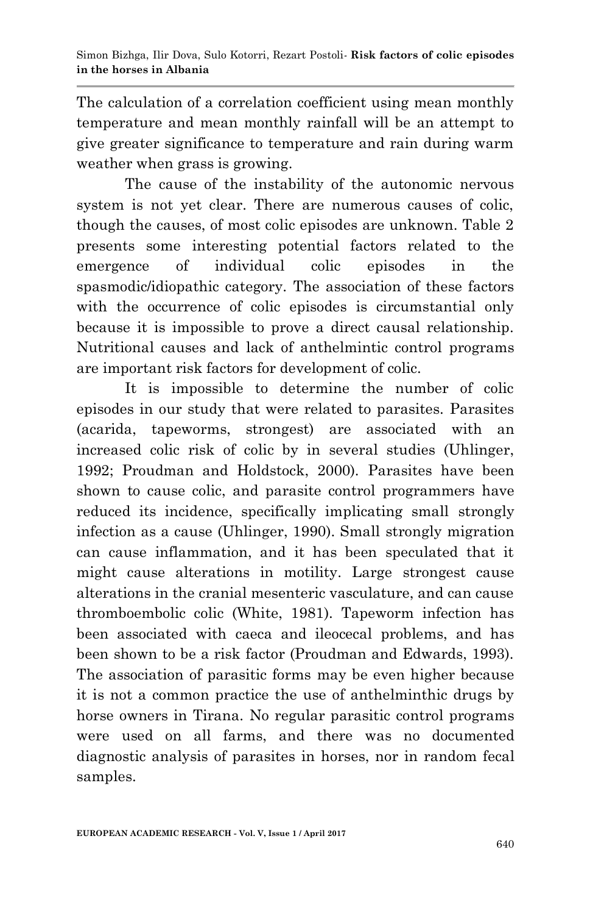The calculation of a correlation coefficient using mean monthly temperature and mean monthly rainfall will be an attempt to give greater significance to temperature and rain during warm weather when grass is growing.

The cause of the instability of the autonomic nervous system is not yet clear. There are numerous causes of colic, though the causes, of most colic episodes are unknown. Table 2 presents some interesting potential factors related to the emergence of individual colic episodes in the spasmodic/idiopathic category. The association of these factors with the occurrence of colic episodes is circumstantial only because it is impossible to prove a direct causal relationship. Nutritional causes and lack of anthelmintic control programs are important risk factors for development of colic.

It is impossible to determine the number of colic episodes in our study that were related to parasites. Parasites (acarida, tapeworms, strongest) are associated with an increased colic risk of colic by in several studies (Uhlinger, 1992; Proudman and Holdstock, 2000). Parasites have been shown to cause colic, and parasite control programmers have reduced its incidence, specifically implicating small strongly infection as a cause (Uhlinger, 1990). Small strongly migration can cause inflammation, and it has been speculated that it might cause alterations in motility. Large strongest cause alterations in the cranial mesenteric vasculature, and can cause thromboembolic colic (White, 1981). Tapeworm infection has been associated with caeca and ileocecal problems, and has been shown to be a risk factor (Proudman and Edwards, 1993). The association of parasitic forms may be even higher because it is not a common practice the use of anthelminthic drugs by horse owners in Tirana. No regular parasitic control programs were used on all farms, and there was no documented diagnostic analysis of parasites in horses, nor in random fecal samples.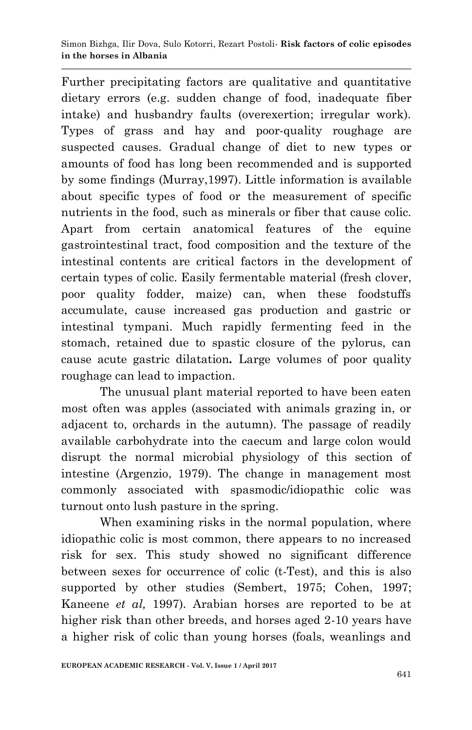Further precipitating factors are qualitative and quantitative dietary errors (e.g. sudden change of food, inadequate fiber intake) and husbandry faults (overexertion; irregular work). Types of grass and hay and poor-quality roughage are suspected causes. Gradual change of diet to new types or amounts of food has long been recommended and is supported by some findings (Murray,1997). Little information is available about specific types of food or the measurement of specific nutrients in the food, such as minerals or fiber that cause colic. Apart from certain anatomical features of the equine gastrointestinal tract, food composition and the texture of the intestinal contents are critical factors in the development of certain types of colic. Easily fermentable material (fresh clover, poor quality fodder, maize) can, when these foodstuffs accumulate, cause increased gas production and gastric or intestinal tympani. Much rapidly fermenting feed in the stomach, retained due to spastic closure of the pylorus, can cause acute gastric dilatation**.** Large volumes of poor quality roughage can lead to impaction.

The unusual plant material reported to have been eaten most often was apples (associated with animals grazing in, or adjacent to, orchards in the autumn). The passage of readily available carbohydrate into the caecum and large colon would disrupt the normal microbial physiology of this section of intestine (Argenzio, 1979). The change in management most commonly associated with spasmodic/idiopathic colic was turnout onto lush pasture in the spring.

When examining risks in the normal population, where idiopathic colic is most common, there appears to no increased risk for sex. This study showed no significant difference between sexes for occurrence of colic (t-Test), and this is also supported by other studies (Sembert, 1975; Cohen, 1997; Kaneene *et al,* 1997). Arabian horses are reported to be at higher risk than other breeds, and horses aged 2-10 years have a higher risk of colic than young horses (foals, weanlings and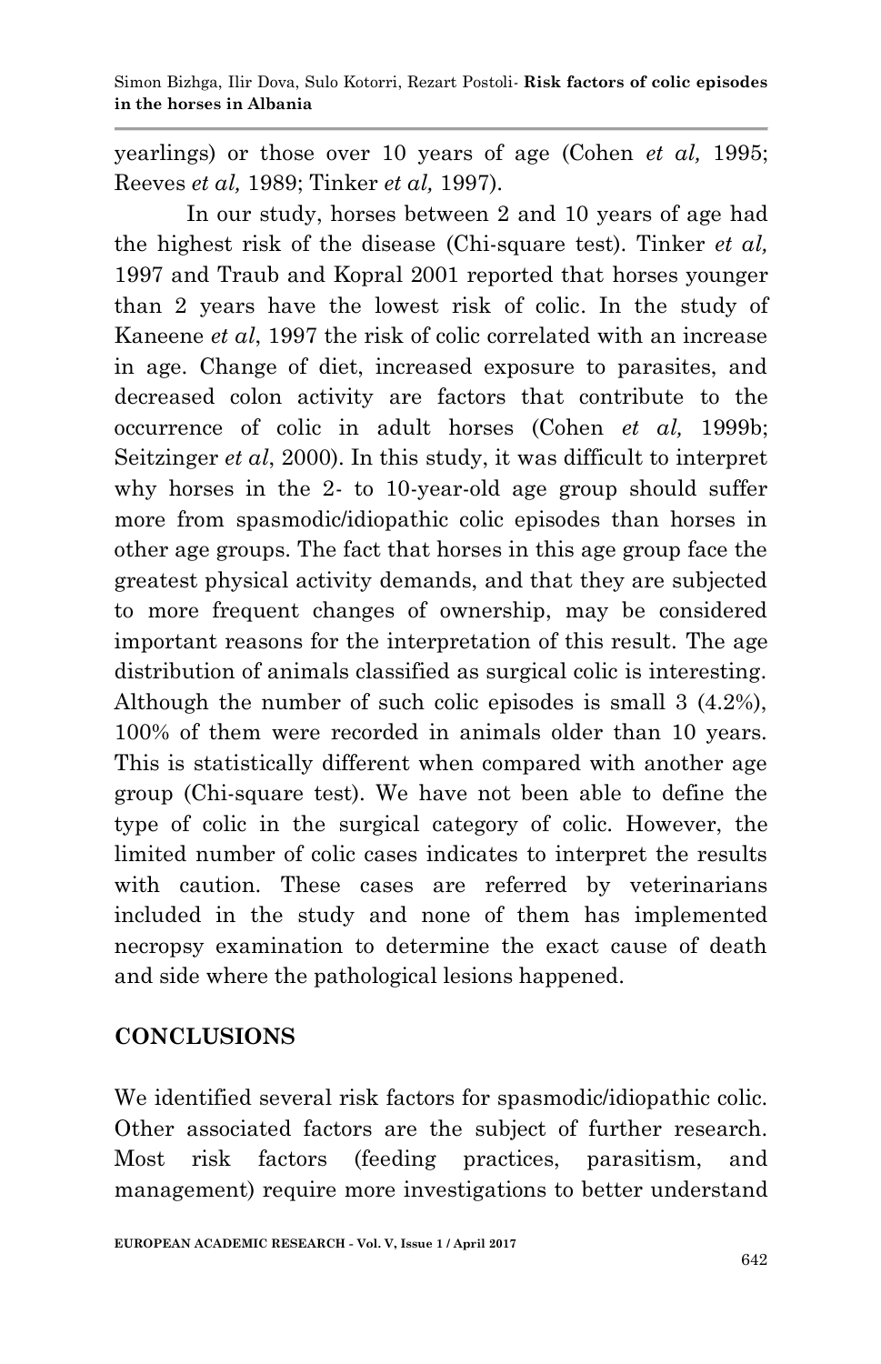yearlings) or those over 10 years of age (Cohen *et al,* 1995; Reeves *et al,* 1989; Tinker *et al,* 1997).

In our study, horses between 2 and 10 years of age had the highest risk of the disease (Chi-square test). Tinker *et al,* 1997 and Traub and Kopral 2001 reported that horses younger than 2 years have the lowest risk of colic. In the study of Kaneene *et al*, 1997 the risk of colic correlated with an increase in age. Change of diet, increased exposure to parasites, and decreased colon activity are factors that contribute to the occurrence of colic in adult horses (Cohen *et al,* 1999b; Seitzinger *et al*, 2000). In this study, it was difficult to interpret why horses in the 2- to 10-year-old age group should suffer more from spasmodic/idiopathic colic episodes than horses in other age groups. The fact that horses in this age group face the greatest physical activity demands, and that they are subjected to more frequent changes of ownership, may be considered important reasons for the interpretation of this result. The age distribution of animals classified as surgical colic is interesting. Although the number of such colic episodes is small 3 (4.2%), 100% of them were recorded in animals older than 10 years. This is statistically different when compared with another age group (Chi-square test). We have not been able to define the type of colic in the surgical category of colic. However, the limited number of colic cases indicates to interpret the results with caution. These cases are referred by veterinarians included in the study and none of them has implemented necropsy examination to determine the exact cause of death and side where the pathological lesions happened.

## CONCLUSIONS

We identified several risk factors for spasmodic/idiopathic colic. Other associated factors are the subject of further research. Most risk factors (feeding practices, parasitism, and management) require more investigations to better understand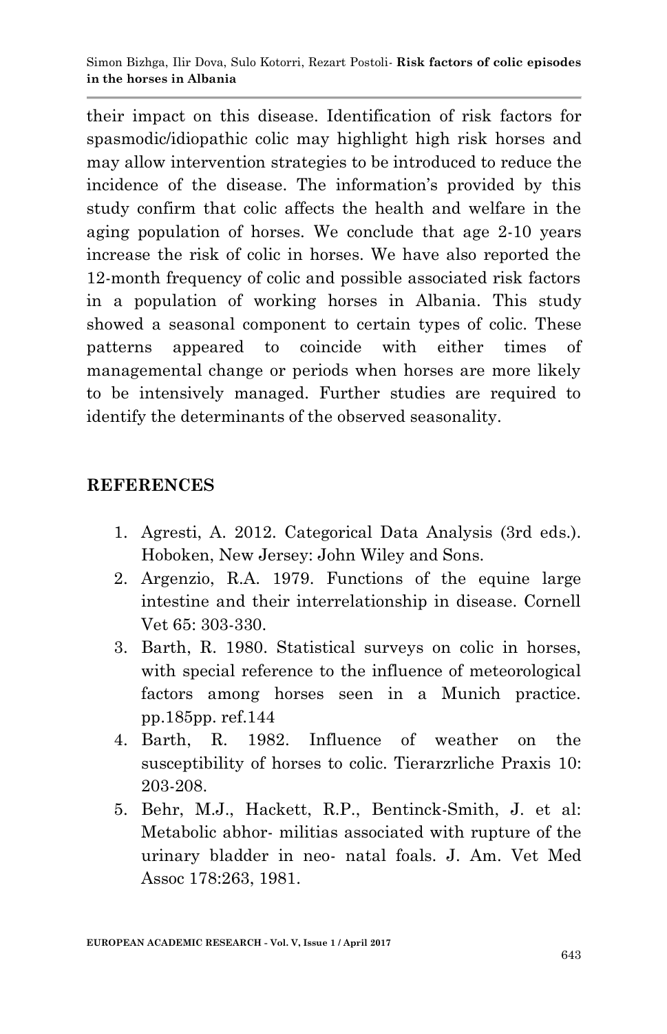their impact on this disease. Identification of risk factors for spasmodic/idiopathic colic may highlight high risk horses and may allow intervention strategies to be introduced to reduce the incidence of the disease. The information's provided by this study confirm that colic affects the health and welfare in the aging population of horses. We conclude that age 2-10 years increase the risk of colic in horses. We have also reported the 12-month frequency of colic and possible associated risk factors in a population of working horses in Albania. This study showed a seasonal component to certain types of colic. These patterns appeared to coincide with either times of managemental change or periods when horses are more likely to be intensively managed. Further studies are required to identify the determinants of the observed seasonality.

## REFERENCES

1. Agresti, A. 2012. Categorical Data Analysis (3rd eds.). Hoboken, New Jersey: John Wiley and Sons.
2. Argenzio, R.A. 1979. Functions of the equine large intestine and their interrelationship in disease. Cornell Vet 65: 303-330.
3. Barth, R. 1980. Statistical surveys on colic in horses, with special reference to the influence of meteorological factors among horses seen in a Munich practice. pp.185pp. ref.144
4. Barth, R. 1982. Influence of weather on the susceptibility of horses to colic. Tierarzrliche Praxis 10: 203-208.
5. Behr, M.J., Hackett, R.P., Bentinck-Smith, J. et al: Metabolic abhor- militias associated with rupture of the urinary bladder in neo- natal foals. J. Am. Vet Med Assoc 178:263, 1981.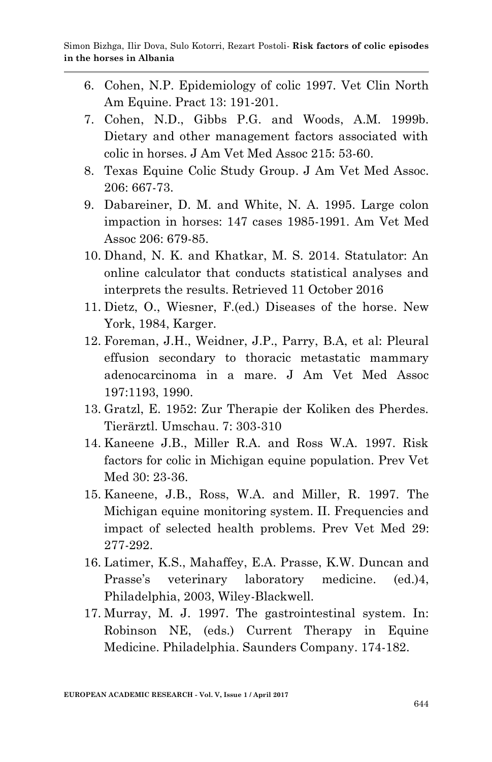6. Cohen, N.P. Epidemiology of colic 1997. Vet Clin North Am Equine. Pract 13: 191-201.
7. Cohen, N.D., Gibbs P.G. and Woods, A.M. 1999b. Dietary and other management factors associated with colic in horses. J Am Vet Med Assoc 215: 53-60.
8. Texas Equine Colic Study Group. J Am Vet Med Assoc. 206: 667-73.
9. Dabareiner, D. M. and White, N. A. 1995. Large colon impaction in horses: 147 cases 1985-1991. Am Vet Med Assoc 206: 679-85.
10. Dhand, N. K. and Khatkar, M. S. 2014. Statulator: An online calculator that conducts statistical analyses and interprets the results. Retrieved 11 October 2016
11. Dietz, O., Wiesner, F.(ed.) Diseases of the horse. New York, 1984, Karger.
12. Foreman, J.H., Weidner, J.P., Parry, B.A, et al: Pleural effusion secondary to thoracic metastatic mammary adenocarcinoma in a mare. J Am Vet Med Assoc 197:1193, 1990.
13. Gratzl, E. 1952: Zur Therapie der Koliken des Pherdes. Tierärztl. Umschau. 7: 303-310
14. Kaneene J.B., Miller R.A. and Ross W.A. 1997. Risk factors for colic in Michigan equine population. Prev Vet Med 30: 23-36.
15. Kaneene, J.B., Ross, W.A. and Miller, R. 1997. The Michigan equine monitoring system. II. Frequencies and impact of selected health problems. Prev Vet Med 29: 277-292.
16. Latimer, K.S., Mahaffey, E.A. Prasse, K.W. Duncan and Prasse's veterinary laboratory medicine. (ed.)4, Philadelphia, 2003, Wiley-Blackwell.
17. Murray, M. J. 1997. The gastrointestinal system. In: Robinson NE, (eds.) Current Therapy in Equine Medicine. Philadelphia. Saunders Company. 174-182.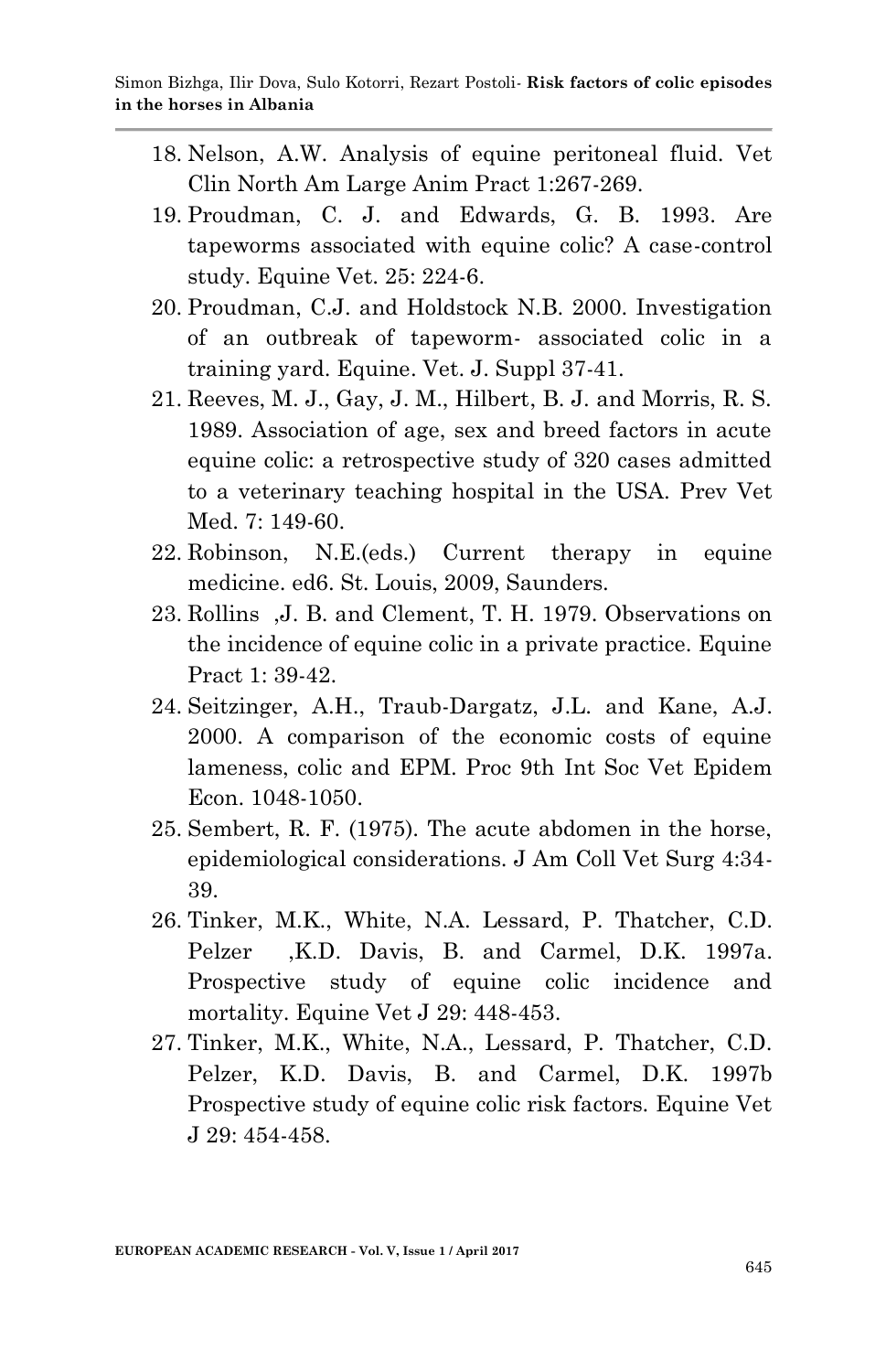18. Nelson, A.W. Analysis of equine peritoneal fluid. Vet Clin North Am Large Anim Pract 1:267-269.
19. Proudman, C. J. and Edwards, G. B. 1993. Are tapeworms associated with equine colic? A case-control study. Equine Vet. 25: 224-6.
20. Proudman, C.J. and Holdstock N.B. 2000. Investigation of an outbreak of tapeworm- associated colic in a training yard. Equine. Vet. J. Suppl 37-41.
21. Reeves, M. J., Gay, J. M., Hilbert, B. J. and Morris, R. S. 1989. Association of age, sex and breed factors in acute equine colic: a retrospective study of 320 cases admitted to a veterinary teaching hospital in the USA. Prev Vet Med. 7: 149-60.
22. Robinson, N.E.(eds.) Current therapy in equine medicine. ed6. St. Louis, 2009, Saunders.
23. Rollins ,J. B. and Clement, T. H. 1979. Observations on the incidence of equine colic in a private practice. Equine Pract 1: 39-42.
24. Seitzinger, A.H., Traub-Dargatz, J.L. and Kane, A.J. 2000. A comparison of the economic costs of equine lameness, colic and EPM. Proc 9th Int Soc Vet Epidem Econ. 1048-1050.
25. Sembert, R. F. (1975). The acute abdomen in the horse, epidemiological considerations. J Am Coll Vet Surg 4:34-39.
26. Tinker, M.K., White, N.A. Lessard, P. Thatcher, C.D. Pelzer ,K.D. Davis, B. and Carmel, D.K. 1997a. Prospective study of equine colic incidence and mortality. Equine Vet J 29: 448-453.
27. Tinker, M.K., White, N.A., Lessard, P. Thatcher, C.D. Pelzer, K.D. Davis, B. and Carmel, D.K. 1997b Prospective study of equine colic risk factors. Equine Vet J 29: 454-458.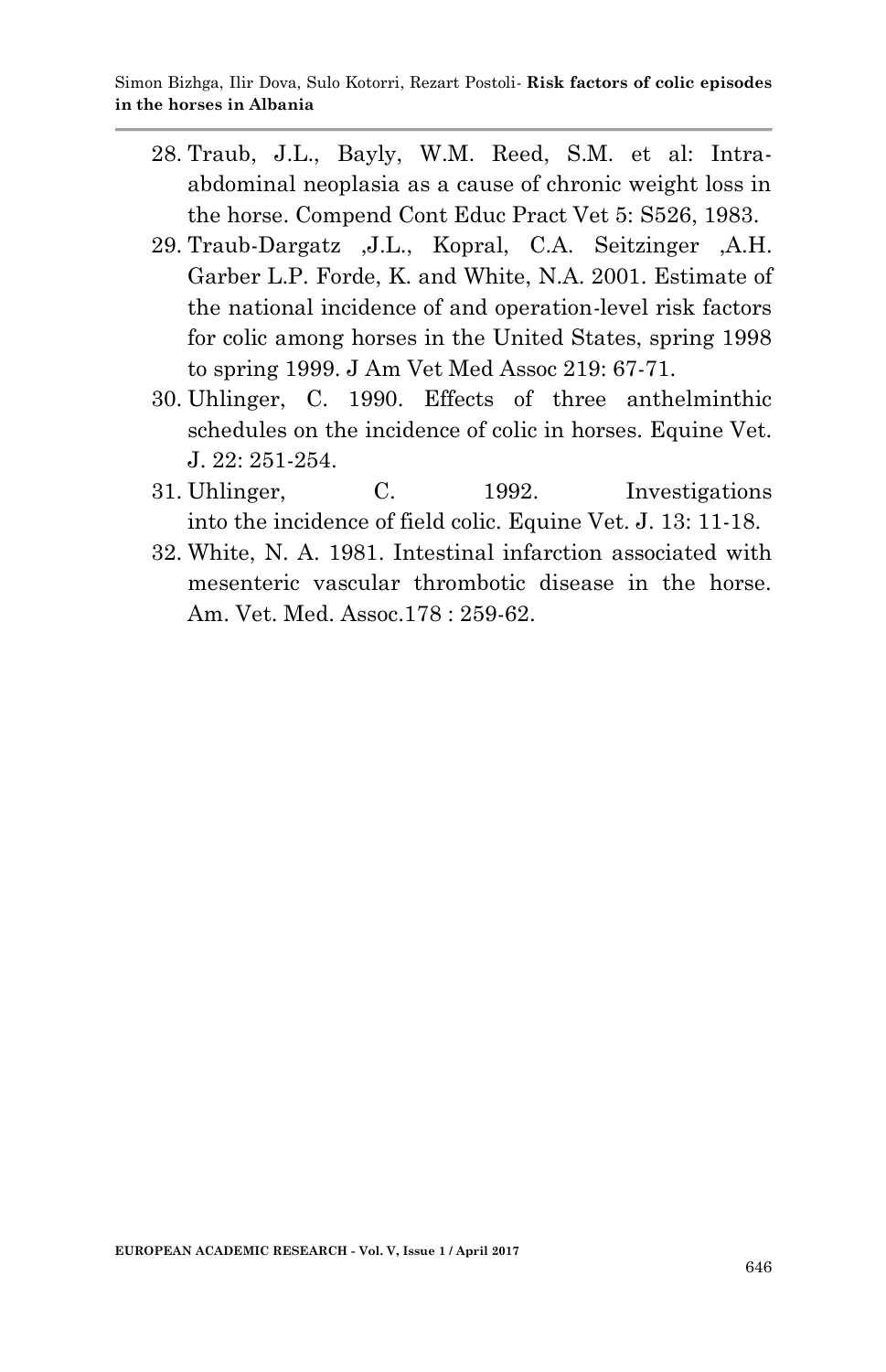28. Traub, J.L., Bayly, W.M. Reed, S.M. et al: Intra-abdominal neoplasia as a cause of chronic weight loss in the horse. Compend Cont Educ Pract Vet 5: S526, 1983.
29. Traub-Dargatz ,J.L., Kopral, C.A. Seitzinger ,A.H. Garber L.P. Forde, K. and White, N.A. 2001. Estimate of the national incidence of and operation-level risk factors for colic among horses in the United States, spring 1998 to spring 1999. J Am Vet Med Assoc 219: 67-71.
30. Uhlinger, C. 1990. Effects of three anthelminthic schedules on the incidence of colic in horses. Equine Vet. J. 22: 251-254.
31. Uhlinger, C. 1992. Investigations into the incidence of field colic. Equine Vet. J. 13: 11-18.
32. White, N. A. 1981. Intestinal infarction associated with mesenteric vascular thrombotic disease in the horse. Am. Vet. Med. Assoc.178 : 259-62.